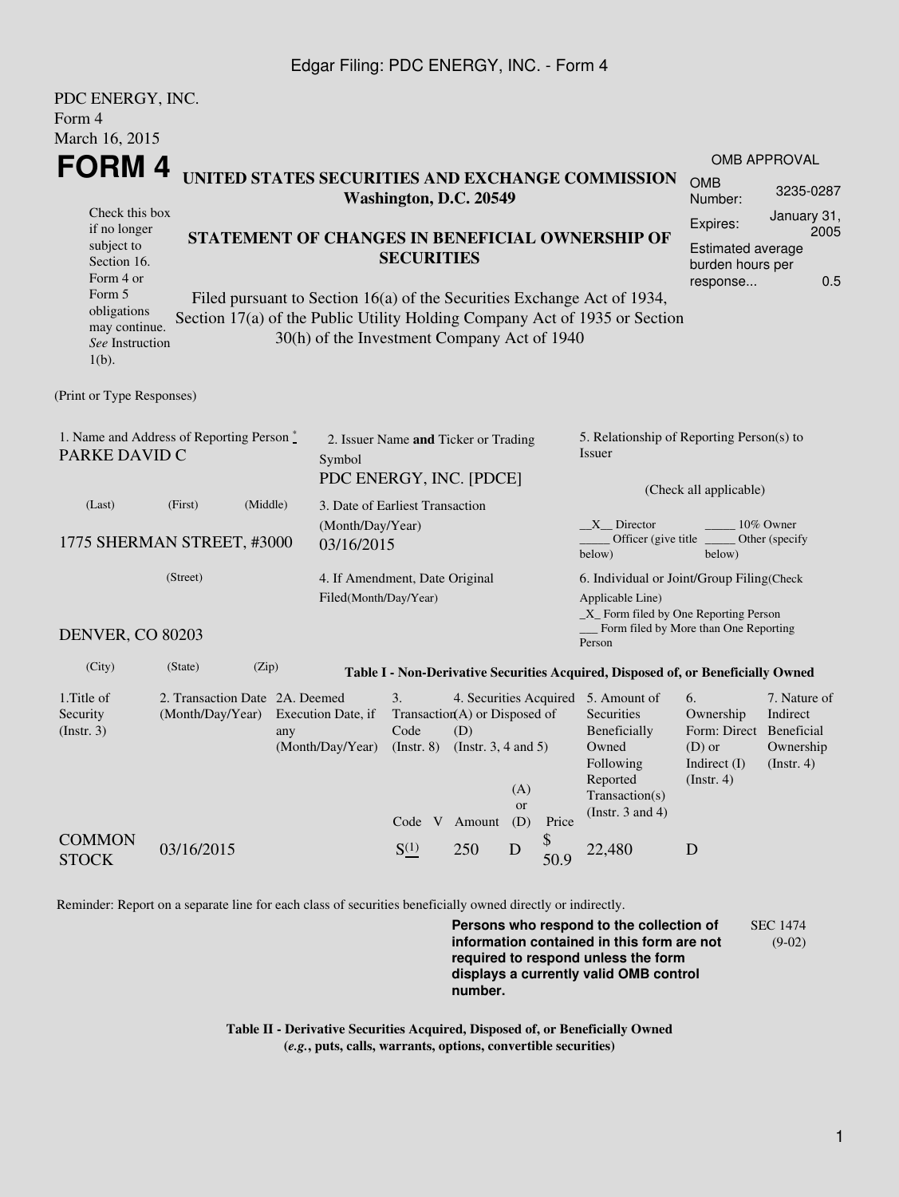Edgar Filing: PDC ENERGY, INC. - Form 4

PDC ENERGY, INC.
Form 4
March 16, 2015

# FORM 4

**UNITED STATES SECURITIES AND EXCHANGE COMMISSION**
**Washington, D.C. 20549**

**STATEMENT OF CHANGES IN BENEFICIAL OWNERSHIP OF SECURITIES**

Filed pursuant to Section 16(a) of the Securities Exchange Act of 1934, Section 17(a) of the Public Utility Holding Company Act of 1935 or Section 30(h) of the Investment Company Act of 1940

Check this box if no longer subject to Section 16. Form 4 or Form 5 obligations may continue. *See* Instruction 1(b).

| OMB APPROVAL | |
|---|---|
| OMB Number: | 3235-0287 |
| Expires: | January 31, 2005 |
| Estimated average burden hours per response... | 0.5 |

(Print or Type Responses)

1. Name and Address of Reporting Person *
PARKE DAVID C

(Last) (First) (Middle)

1775 SHERMAN STREET, #3000

(Street)

DENVER, CO 80203

(City) (State) (Zip)

2. Issuer Name **and** Ticker or Trading Symbol
PDC ENERGY, INC. [PDCE]

3. Date of Earliest Transaction (Month/Day/Year)
03/16/2015

4. If Amendment, Date Original Filed(Month/Day/Year)

5. Relationship of Reporting Person(s) to Issuer

(Check all applicable)

__X__ Director _____ 10% Owner
_____ Officer (give title below) _____ Other (specify below)

6. Individual or Joint/Group Filing(Check Applicable Line)
_X_ Form filed by One Reporting Person
___ Form filed by More than One Reporting Person

**Table I - Non-Derivative Securities Acquired, Disposed of, or Beneficially Owned**

| 1.Title of Security (Instr. 3) | 2. Transaction Date (Month/Day/Year) | 2A. Deemed Execution Date, if any (Month/Day/Year) | 3. Transaction Code (Instr. 8) | | 4. Securities Acquired (A) or Disposed of (D) (Instr. 3, 4 and 5) | | | 5. Amount of Securities Beneficially Owned Following Reported Transaction(s) (Instr. 3 and 4) | 6. Ownership Form: Direct (D) or Indirect (I) (Instr. 4) | 7. Nature of Indirect Beneficial Ownership (Instr. 4) |
|---|---|---|---|---|---|---|---|---|---|---|
| | | | Code | V | Amount | (A) or (D) | Price | | | |
| COMMON STOCK | 03/16/2015 | | S(1) | | 250 | D | $ 50.9 | 22,480 | D | |

Reminder: Report on a separate line for each class of securities beneficially owned directly or indirectly.

**Persons who respond to the collection of information contained in this form are not required to respond unless the form displays a currently valid OMB control number.**

SEC 1474 (9-02)

**Table II - Derivative Securities Acquired, Disposed of, or Beneficially Owned**
**(*e.g.*, puts, calls, warrants, options, convertible securities)**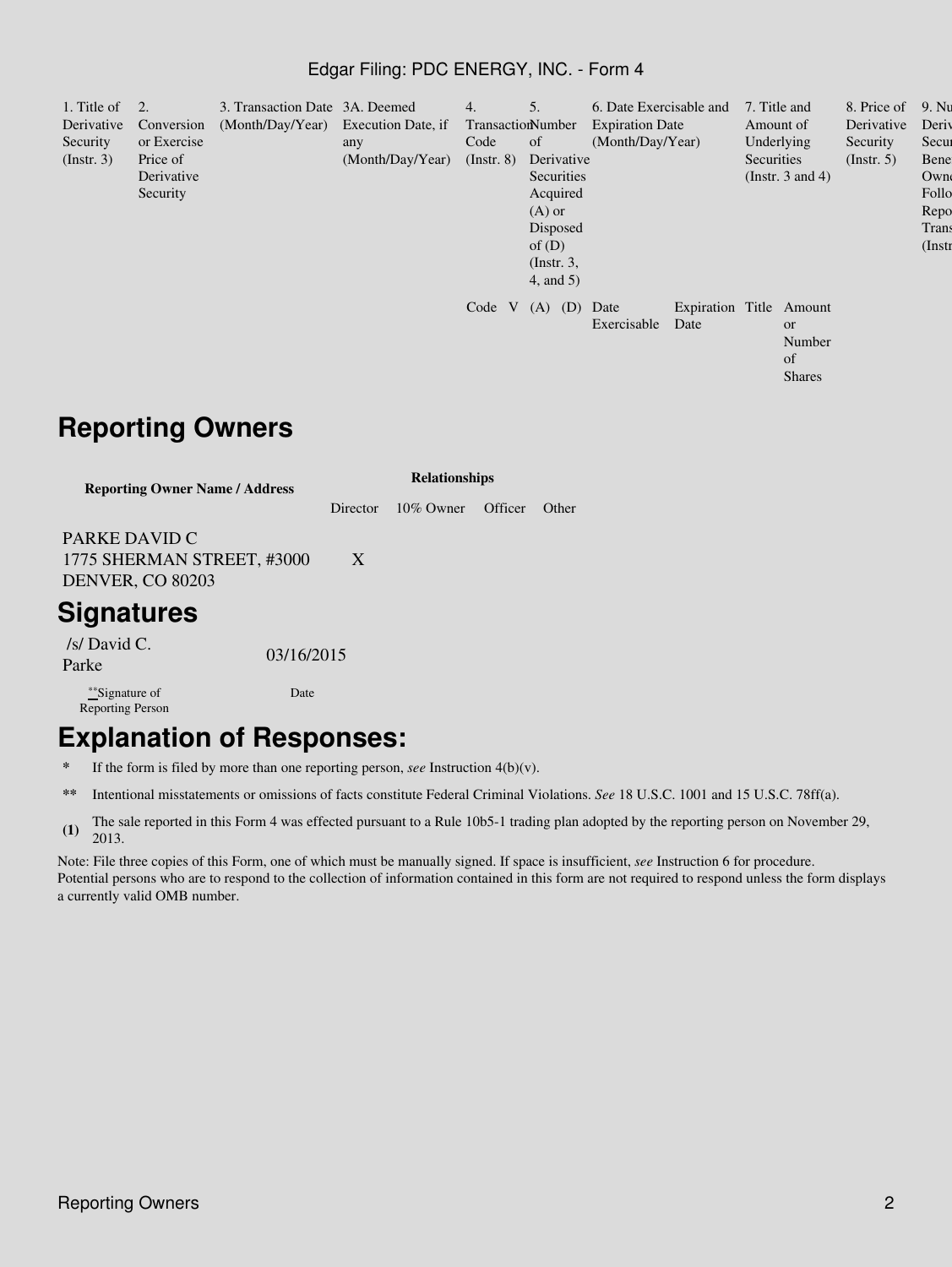| 1. Title of Derivative Security (Instr. 3) | 2. Conversion or Exercise Price of Derivative Security | 3. Transaction Date (Month/Day/Year) | 3A. Deemed Execution Date, if any (Month/Day/Year) | 4. Transaction Code (Instr. 8) | | 5. Number of Derivative Securities Acquired (A) or Disposed of (D) (Instr. 3, 4, and 5) | | 6. Date Exercisable and Expiration Date (Month/Day/Year) | | 7. Title and Amount of Underlying Securities (Instr. 3 and 4) | | 8. Price of Derivative Security (Instr. 5) | 9. Nu Deriv Secur Bene Owne Follo Repo Trans (Instr |
|---|---|---|---|---|---|---|---|---|---|---|---|---|---|
| | | | | Code | V | (A) | (D) | Date Exercisable | Expiration Date | Title | Amount or Number of Shares | | |

## Reporting Owners

| Reporting Owner Name / Address | Relationships | | | |
|---|---|---|---|---|
| | Director | 10% Owner | Officer | Other |
| PARKE DAVID C<br>1775 SHERMAN STREET, #3000<br>DENVER, CO 80203 | X | | | |

## Signatures

| /s/ David C. Parke | 03/16/2015 |
|---|---|
| **Signature of Reporting Person | Date |

## Explanation of Responses:

* If the form is filed by more than one reporting person, *see* Instruction 4(b)(v).

** Intentional misstatements or omissions of facts constitute Federal Criminal Violations. *See* 18 U.S.C. 1001 and 15 U.S.C. 78ff(a).

**(1)** The sale reported in this Form 4 was effected pursuant to a Rule 10b5-1 trading plan adopted by the reporting person on November 29, 2013.

Note: File three copies of this Form, one of which must be manually signed. If space is insufficient, *see* Instruction 6 for procedure.
Potential persons who are to respond to the collection of information contained in this form are not required to respond unless the form displays a currently valid OMB number.